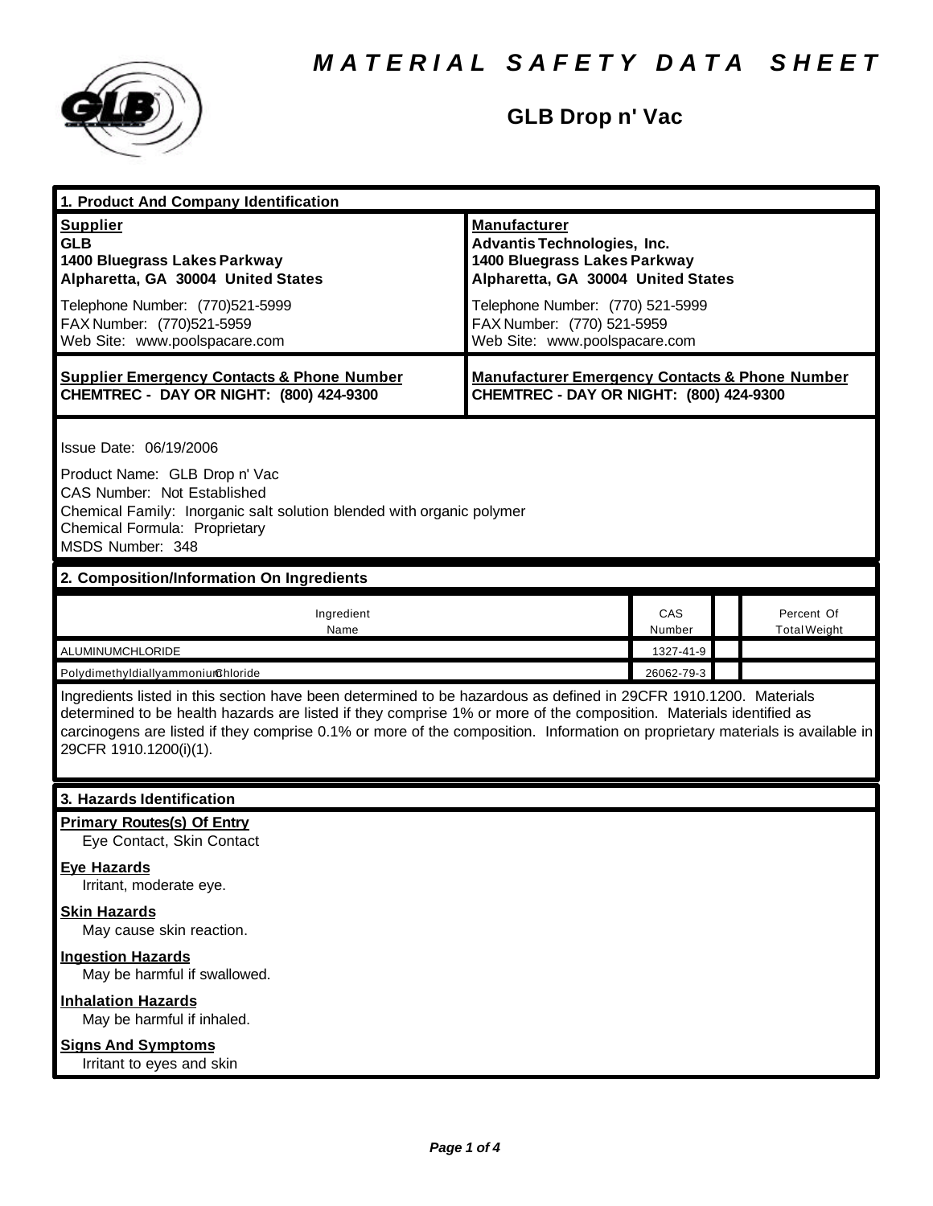# MATERIAL SAFETY DATA SHEET

## GLB Drop n' Vac

### 1. Product And Company Identification

| **Supplier** | **Manufacturer** |
|---|---|
| **GLB**<br>**1400 Bluegrass Lakes Parkway**<br>**Alpharetta, GA 30004 United States** | **Advantis Technologies, Inc.**<br>**1400 Bluegrass Lakes Parkway**<br>**Alpharetta, GA 30004 United States** |
| Telephone Number: (770)521-5999<br>FAX Number: (770)521-5959<br>Web Site: www.poolspacare.com | Telephone Number: (770) 521-5999<br>FAX Number: (770) 521-5959<br>Web Site: www.poolspacare.com |
| **Supplier Emergency Contacts & Phone Number**<br>**CHEMTREC - DAY OR NIGHT: (800) 424-9300** | **Manufacturer Emergency Contacts & Phone Number**<br>**CHEMTREC - DAY OR NIGHT: (800) 424-9300** |

Issue Date: 06/19/2006

Product Name: GLB Drop n' Vac
CAS Number: Not Established
Chemical Family: Inorganic salt solution blended with organic polymer
Chemical Formula: Proprietary
MSDS Number: 348

### 2. Composition/Information On Ingredients

| Ingredient Name | CAS Number | | Percent Of Total Weight |
|---|---|---|---|
| ALUMINUMCHLORIDE | 1327-41-9 | | |
| PolydimethyldiallyammoniumChloride | 26062-79-3 | | |

Ingredients listed in this section have been determined to be hazardous as defined in 29CFR 1910.1200. Materials determined to be health hazards are listed if they comprise 1% or more of the composition. Materials identified as carcinogens are listed if they comprise 0.1% or more of the composition. Information on proprietary materials is available in 29CFR 1910.1200(i)(1).

### 3. Hazards Identification

**Primary Routes(s) Of Entry**
Eye Contact, Skin Contact

**Eye Hazards**
Irritant, moderate eye.

**Skin Hazards**
May cause skin reaction.

**Ingestion Hazards**
May be harmful if swallowed.

**Inhalation Hazards**
May be harmful if inhaled.

**Signs And Symptoms**
Irritant to eyes and skin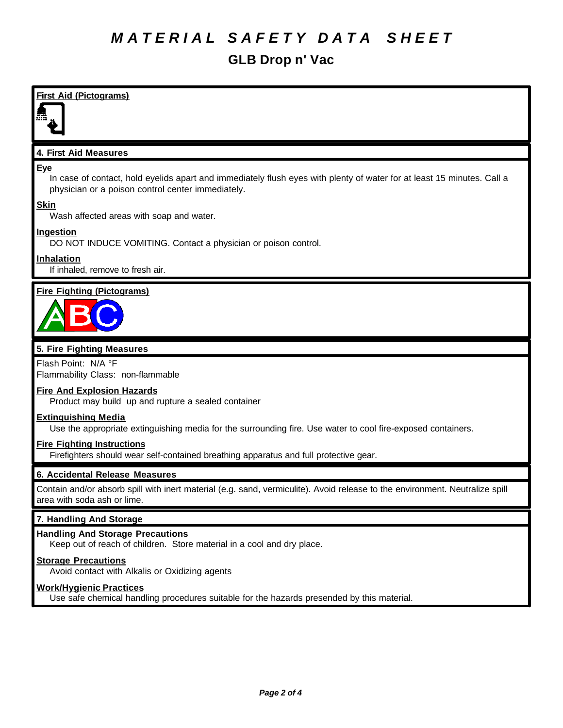# MATERIAL SAFETY DATA SHEET

## GLB Drop n' Vac

**First Aid (Pictograms)**

### 4. First Aid Measures

**Eye**

In case of contact, hold eyelids apart and immediately flush eyes with plenty of water for at least 15 minutes. Call a physician or a poison control center immediately.

**Skin**

Wash affected areas with soap and water.

**Ingestion**

DO NOT INDUCE VOMITING. Contact a physician or poison control.

**Inhalation**

If inhaled, remove to fresh air.

**Fire Fighting (Pictograms)**

### 5. Fire Fighting Measures

Flash Point: N/A °F
Flammability Class: non-flammable

**Fire And Explosion Hazards**

Product may build up and rupture a sealed container

**Extinguishing Media**

Use the appropriate extinguishing media for the surrounding fire. Use water to cool fire-exposed containers.

**Fire Fighting Instructions**

Firefighters should wear self-contained breathing apparatus and full protective gear.

### 6. Accidental Release Measures

Contain and/or absorb spill with inert material (e.g. sand, vermiculite). Avoid release to the environment. Neutralize spill area with soda ash or lime.

### 7. Handling And Storage

**Handling And Storage Precautions**

Keep out of reach of children. Store material in a cool and dry place.

**Storage Precautions**

Avoid contact with Alkalis or Oxidizing agents

**Work/Hygienic Practices**

Use safe chemical handling procedures suitable for the hazards presended by this material.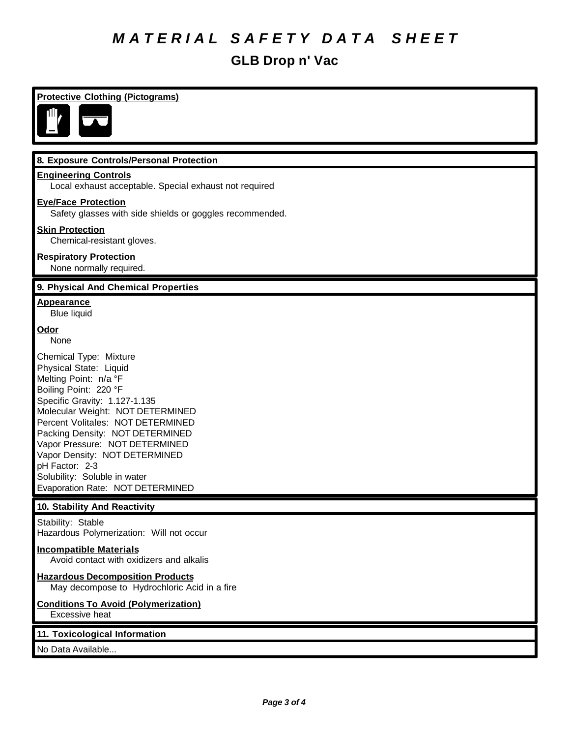# MATERIAL SAFETY DATA SHEET

## GLB Drop n' Vac

**Protective Clothing (Pictograms)**

### 8. Exposure Controls/Personal Protection

**Engineering Controls**
Local exhaust acceptable. Special exhaust not required

**Eye/Face Protection**
Safety glasses with side shields or goggles recommended.

**Skin Protection**
Chemical-resistant gloves.

**Respiratory Protection**
None normally required.

### 9. Physical And Chemical Properties

**Appearance**
Blue liquid

**Odor**
None

Chemical Type: Mixture
Physical State: Liquid
Melting Point: n/a °F
Boiling Point: 220 °F
Specific Gravity: 1.127-1.135
Molecular Weight: NOT DETERMINED
Percent Volitales: NOT DETERMINED
Packing Density: NOT DETERMINED
Vapor Pressure: NOT DETERMINED
Vapor Density: NOT DETERMINED
pH Factor: 2-3
Solubility: Soluble in water
Evaporation Rate: NOT DETERMINED

### 10. Stability And Reactivity

Stability: Stable
Hazardous Polymerization: Will not occur

**Incompatible Materials**
Avoid contact with oxidizers and alkalis

**Hazardous Decomposition Products**
May decompose to Hydrochloric Acid in a fire

**Conditions To Avoid (Polymerization)**
Excessive heat

### 11. Toxicological Information

No Data Available...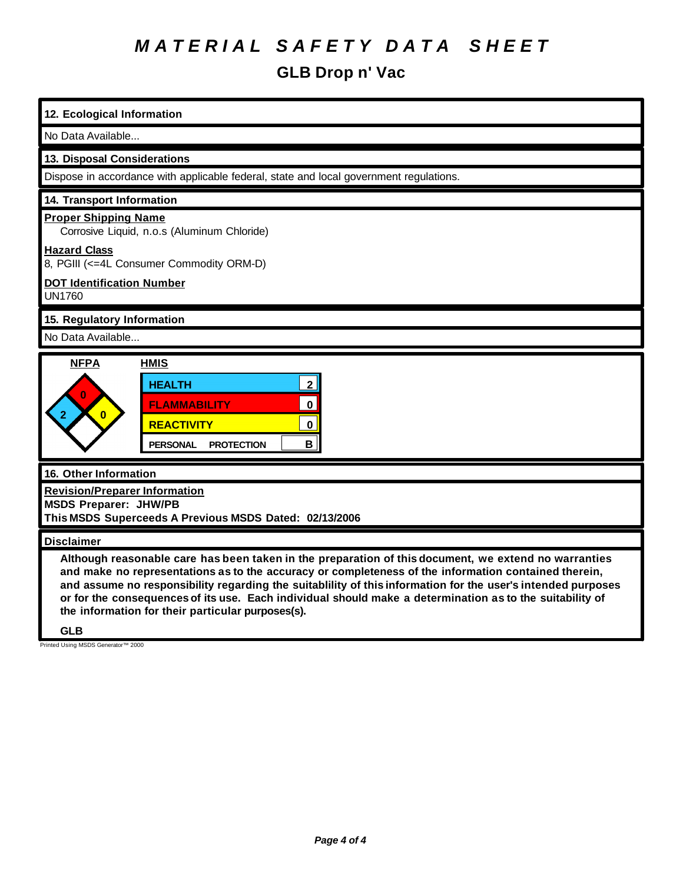# MATERIAL SAFETY DATA SHEET

## GLB Drop n' Vac

### 12. Ecological Information

No Data Available...

### 13. Disposal Considerations

Dispose in accordance with applicable federal, state and local government regulations.

### 14. Transport Information

**Proper Shipping Name**

Corrosive Liquid, n.o.s (Aluminum Chloride)

**Hazard Class**

8, PGIII (<=4L Consumer Commodity ORM-D)

**DOT Identification Number**

UN1760

### 15. Regulatory Information

No Data Available...

**NFPA**

0

2 0

**HMIS**

| | |
|---|---|
| HEALTH | 2 |
| FLAMMABILITY | 0 |
| REACTIVITY | 0 |
| PERSONAL PROTECTION | B |

### 16. Other Information

**Revision/Preparer Information**

**MSDS Preparer: JHW/PB**

**This MSDS Superceeds A Previous MSDS Dated: 02/13/2006**

### Disclaimer

**Although reasonable care has been taken in the preparation of this document, we extend no warranties and make no representations as to the accuracy or completeness of the information contained therein, and assume no responsibility regarding the suitablility of this information for the user's intended purposes or for the consequences of its use. Each individual should make a determination as to the suitability of the information for their particular purposes(s).**

**GLB**

Printed Using MSDS Generator™ 2000